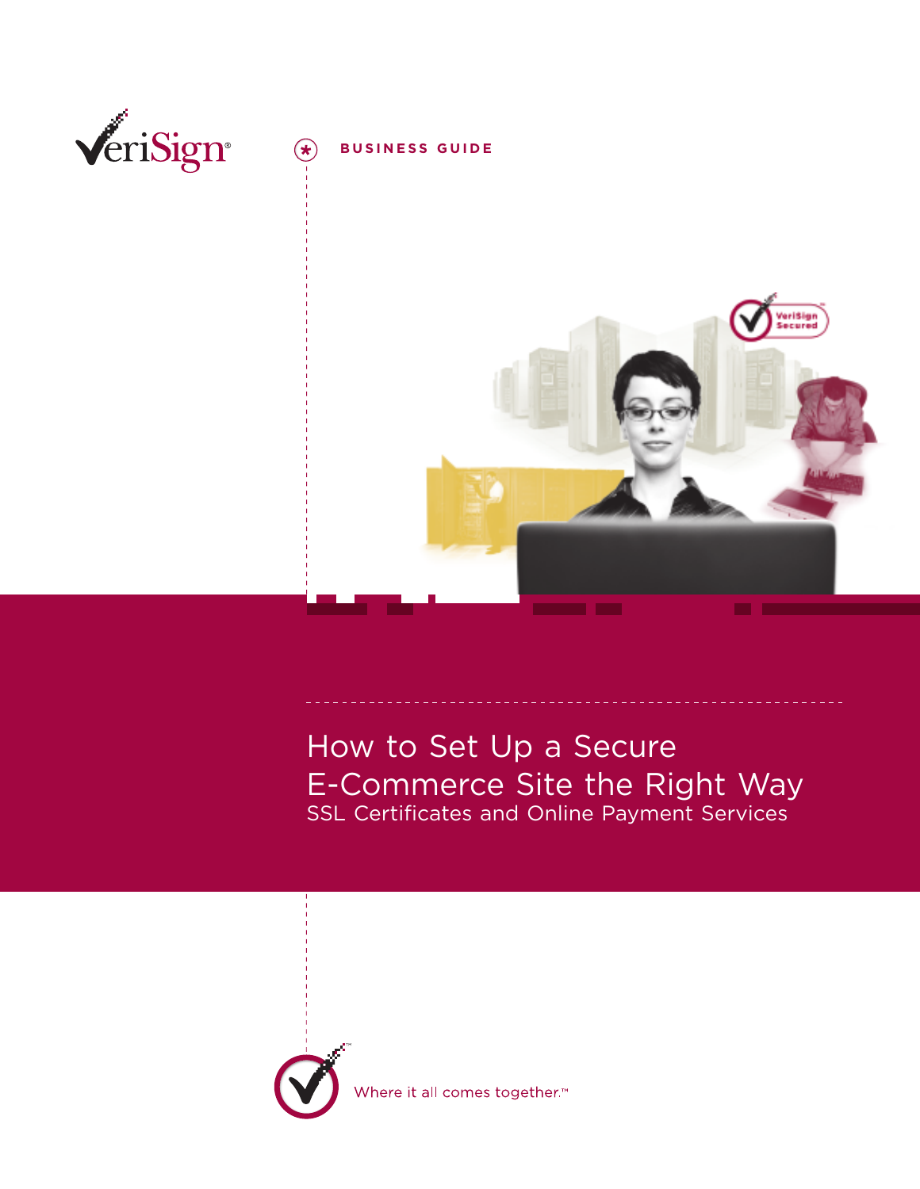VeriSign®

BUSINESS GUIDE

# How to Set Up a Secure E-Commerce Site the Right Way

## SSL Certificates and Online Payment Services

Where it all comes together.™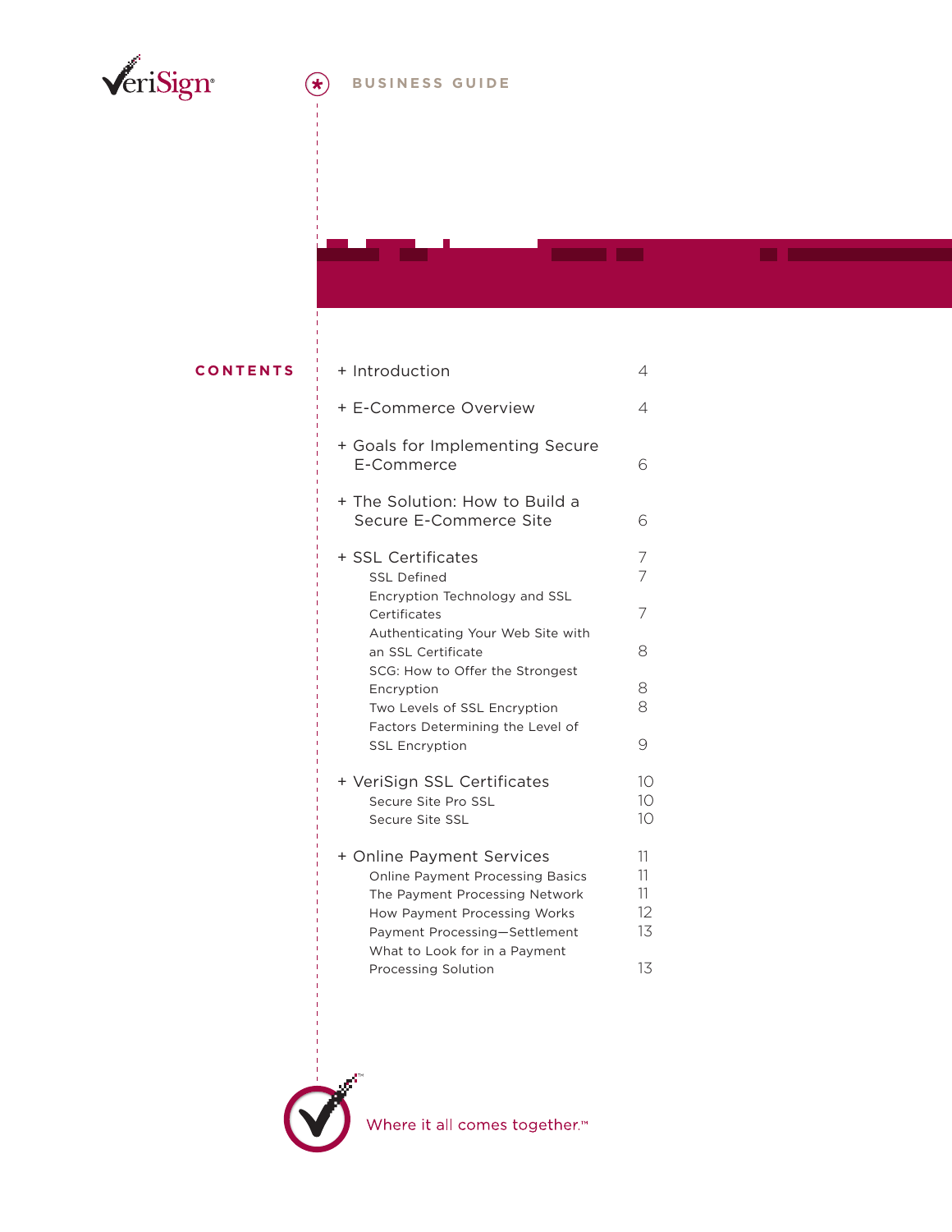BUSINESS GUIDE

## CONTENTS

| | |
|---|---|
| + Introduction | 4 |
| + E-Commerce Overview | 4 |
| + Goals for Implementing Secure E-Commerce | 6 |
| + The Solution: How to Build a Secure E-Commerce Site | 6 |
| + SSL Certificates | 7 |
| SSL Defined | 7 |
| Encryption Technology and SSL Certificates | 7 |
| Authenticating Your Web Site with an SSL Certificate | 8 |
| SCG: How to Offer the Strongest Encryption | 8 |
| Two Levels of SSL Encryption | 8 |
| Factors Determining the Level of SSL Encryption | 9 |
| + VeriSign SSL Certificates | 10 |
| Secure Site Pro SSL | 10 |
| Secure Site SSL | 10 |
| + Online Payment Services | 11 |
| Online Payment Processing Basics | 11 |
| The Payment Processing Network | 11 |
| How Payment Processing Works | 12 |
| Payment Processing—Settlement | 13 |
| What to Look for in a Payment Processing Solution | 13 |

Where it all comes together.™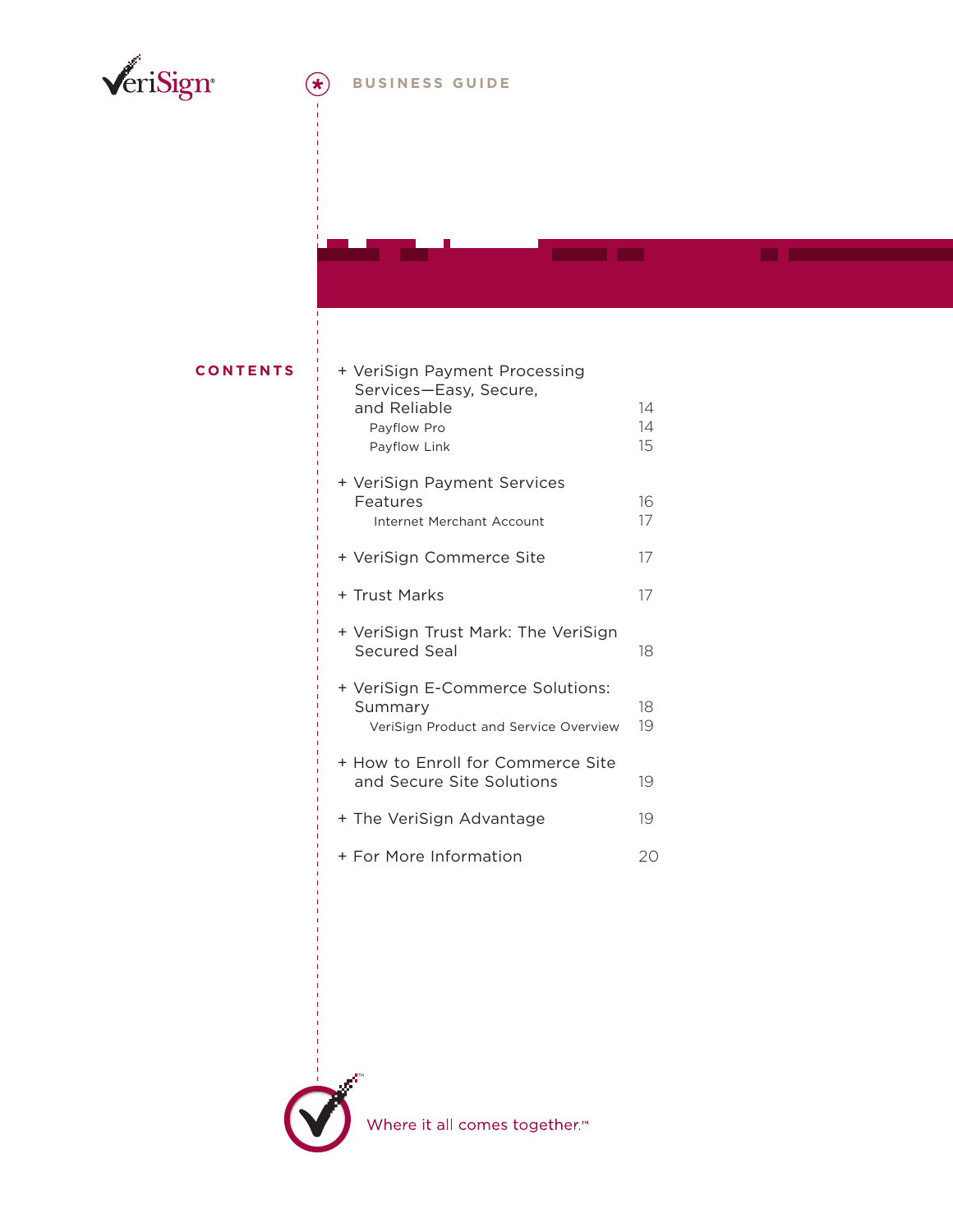VeriSign

BUSINESS GUIDE

## CONTENTS

+ VeriSign Payment Processing Services—Easy, Secure, and Reliable — 14
  - Payflow Pro — 14
  - Payflow Link — 15
+ VeriSign Payment Services Features — 16
  - Internet Merchant Account — 17
+ VeriSign Commerce Site — 17
+ Trust Marks — 17
+ VeriSign Trust Mark: The VeriSign Secured Seal — 18
+ VeriSign E-Commerce Solutions: Summary — 18
  - VeriSign Product and Service Overview — 19
+ How to Enroll for Commerce Site and Secure Site Solutions — 19
+ The VeriSign Advantage — 19
+ For More Information — 20

Where it all comes together.™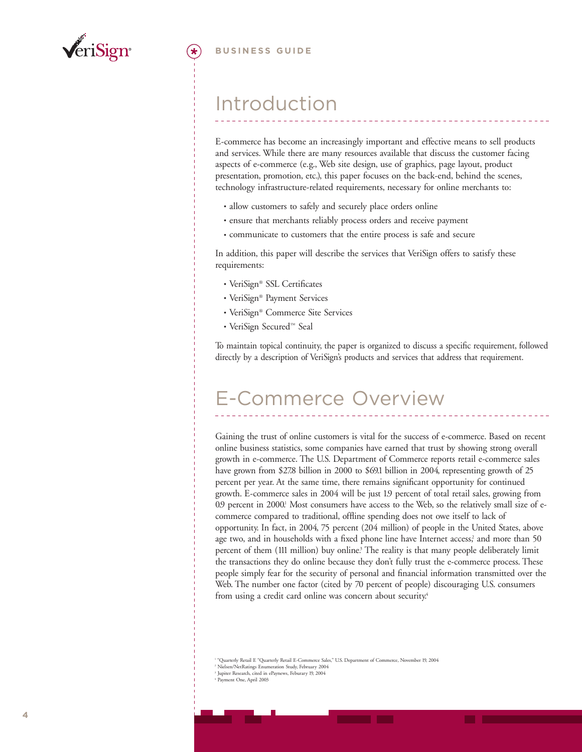# Introduction

E-commerce has become an increasingly important and effective means to sell products and services. While there are many resources available that discuss the customer facing aspects of e-commerce (e.g., Web site design, use of graphics, page layout, product presentation, promotion, etc.), this paper focuses on the back-end, behind the scenes, technology infrastructure-related requirements, necessary for online merchants to:

- allow customers to safely and securely place orders online
- ensure that merchants reliably process orders and receive payment
- communicate to customers that the entire process is safe and secure

In addition, this paper will describe the services that VeriSign offers to satisfy these requirements:

- VeriSign® SSL Certificates
- VeriSign® Payment Services
- VeriSign® Commerce Site Services
- VeriSign Secured™ Seal

To maintain topical continuity, the paper is organized to discuss a specific requirement, followed directly by a description of VeriSign's products and services that address that requirement.

# E-Commerce Overview

Gaining the trust of online customers is vital for the success of e-commerce. Based on recent online business statistics, some companies have earned that trust by showing strong overall growth in e-commerce. The U.S. Department of Commerce reports retail e-commerce sales have grown from $27.8 billion in 2000 to $69.1 billion in 2004, representing growth of 25 percent per year. At the same time, there remains significant opportunity for continued growth. E-commerce sales in 2004 will be just 1.9 percent of total retail sales, growing from 0.9 percent in 2000.[1] Most consumers have access to the Web, so the relatively small size of e-commerce compared to traditional, offline spending does not owe itself to lack of opportunity. In fact, in 2004, 75 percent (204 million) of people in the United States, above age two, and in households with a fixed phone line have Internet access,[2] and more than 50 percent of them (111 million) buy online.[3] The reality is that many people deliberately limit the transactions they do online because they don't fully trust the e-commerce process. These people simply fear for the security of personal and financial information transmitted over the Web. The number one factor (cited by 70 percent of people) discouraging U.S. consumers from using a credit card online was concern about security.[4]

[1] "Quarterly Retail E "Quarterly Retail E-Commerce Sales," U.S. Department of Commerce, November 19, 2004
[2] Nielsen/NetRatings Enumeration Study, February 2004
[3] Jupiter Research, cited in ePaynews, Feburary 19, 2004
[4] Payment One, April 2003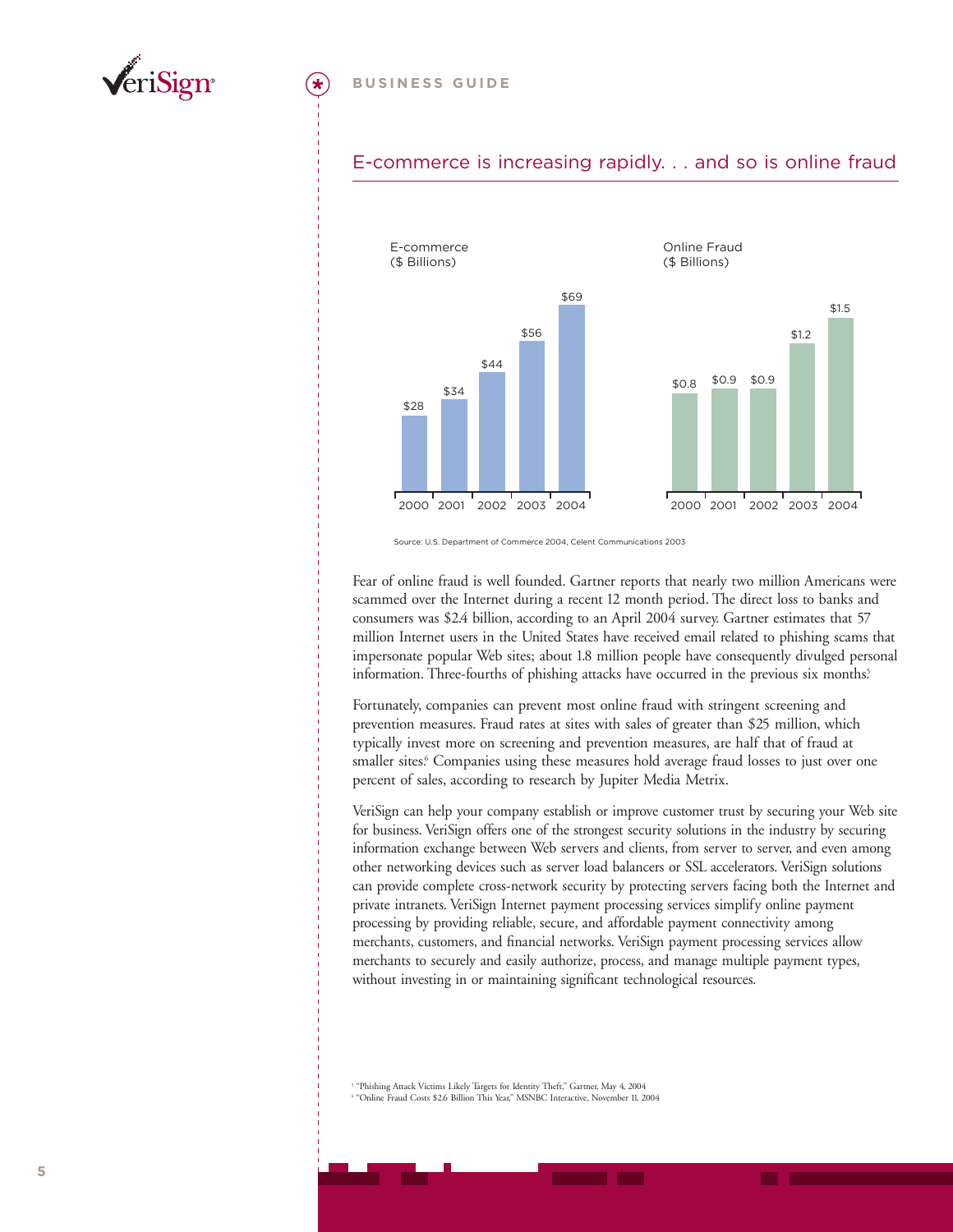## E-commerce is increasing rapidly. . . and so is online fraud

E-commerce
($ Billions)

$28
$34
$44
$56
$69

2000 2001 2002 2003 2004

Online Fraud
($ Billions)

$0.8
$0.9
$0.9
$1.2
$1.5

2000 2001 2002 2003 2004

Source: U.S. Department of Commerce 2004, Celent Communications 2003

Fear of online fraud is well founded. Gartner reports that nearly two million Americans were scammed over the Internet during a recent 12 month period. The direct loss to banks and consumers was $2.4 billion, according to an April 2004 survey. Gartner estimates that 57 million Internet users in the United States have received email related to phishing scams that impersonate popular Web sites; about 1.8 million people have consequently divulged personal information. Three-fourths of phishing attacks have occurred in the previous six months.[5]

Fortunately, companies can prevent most online fraud with stringent screening and prevention measures. Fraud rates at sites with sales of greater than $25 million, which typically invest more on screening and prevention measures, are half that of fraud at smaller sites.[6] Companies using these measures hold average fraud losses to just over one percent of sales, according to research by Jupiter Media Metrix.

VeriSign can help your company establish or improve customer trust by securing your Web site for business. VeriSign offers one of the strongest security solutions in the industry by securing information exchange between Web servers and clients, from server to server, and even among other networking devices such as server load balancers or SSL accelerators. VeriSign solutions can provide complete cross-network security by protecting servers facing both the Internet and private intranets. VeriSign Internet payment processing services simplify online payment processing by providing reliable, secure, and affordable payment connectivity among merchants, customers, and financial networks. VeriSign payment processing services allow merchants to securely and easily authorize, process, and manage multiple payment types, without investing in or maintaining significant technological resources.

[5] "Phishing Attack Victims Likely Targets for Identity Theft," Gartner, May 4, 2004
[6] "Online Fraud Costs $2.6 Billion This Year," MSNBC Interactive, November 11, 2004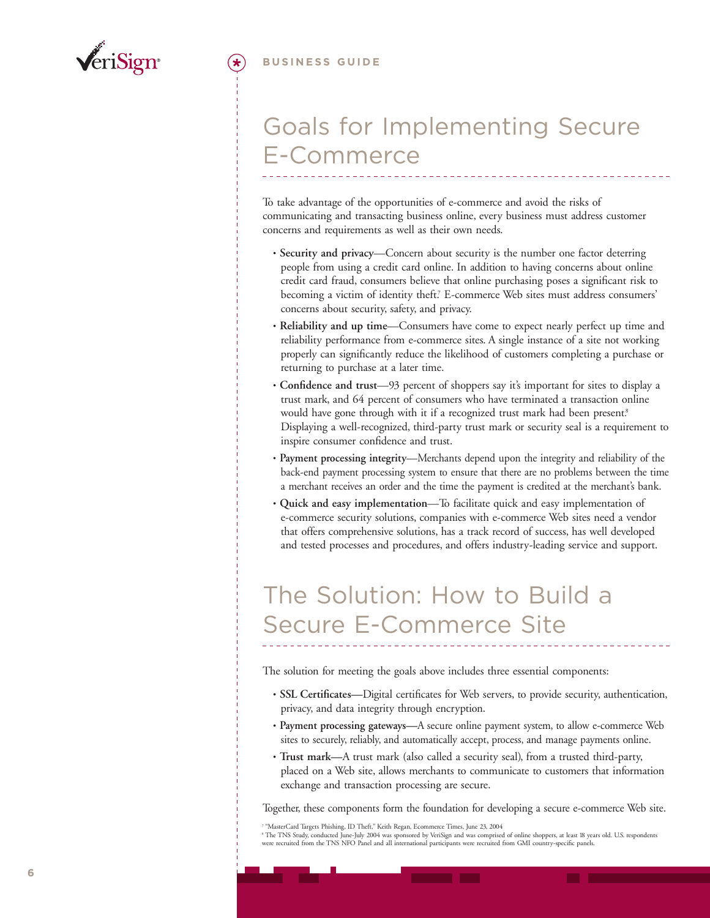# Goals for Implementing Secure E-Commerce

To take advantage of the opportunities of e-commerce and avoid the risks of communicating and transacting business online, every business must address customer concerns and requirements as well as their own needs.

- **Security and privacy**—Concern about security is the number one factor deterring people from using a credit card online. In addition to having concerns about online credit card fraud, consumers believe that online purchasing poses a significant risk to becoming a victim of identity theft.[7] E-commerce Web sites must address consumers' concerns about security, safety, and privacy.
- **Reliability and up time**—Consumers have come to expect nearly perfect up time and reliability performance from e-commerce sites. A single instance of a site not working properly can significantly reduce the likelihood of customers completing a purchase or returning to purchase at a later time.
- **Confidence and trust**—93 percent of shoppers say it's important for sites to display a trust mark, and 64 percent of consumers who have terminated a transaction online would have gone through with it if a recognized trust mark had been present.[8] Displaying a well-recognized, third-party trust mark or security seal is a requirement to inspire consumer confidence and trust.
- **Payment processing integrity**—Merchants depend upon the integrity and reliability of the back-end payment processing system to ensure that there are no problems between the time a merchant receives an order and the time the payment is credited at the merchant's bank.
- **Quick and easy implementation**—To facilitate quick and easy implementation of e-commerce security solutions, companies with e-commerce Web sites need a vendor that offers comprehensive solutions, has a track record of success, has well developed and tested processes and procedures, and offers industry-leading service and support.

# The Solution: How to Build a Secure E-Commerce Site

The solution for meeting the goals above includes three essential components:

- **SSL Certificates—**Digital certificates for Web servers, to provide security, authentication, privacy, and data integrity through encryption.
- **Payment processing gateways—**A secure online payment system, to allow e-commerce Web sites to securely, reliably, and automatically accept, process, and manage payments online.
- **Trust mark—**A trust mark (also called a security seal), from a trusted third-party, placed on a Web site, allows merchants to communicate to customers that information exchange and transaction processing are secure.

Together, these components form the foundation for developing a secure e-commerce Web site.

[7] "MasterCard Targets Phishing, ID Theft," Keith Regan, Ecommerce Times, June 23, 2004

[8] The TNS Study, conducted June-July 2004 was sponsored by VeriSign and was comprised of online shoppers, at least 18 years old. U.S. respondents were recruited from the TNS NFO Panel and all international participants were recruited from GMI country-specific panels.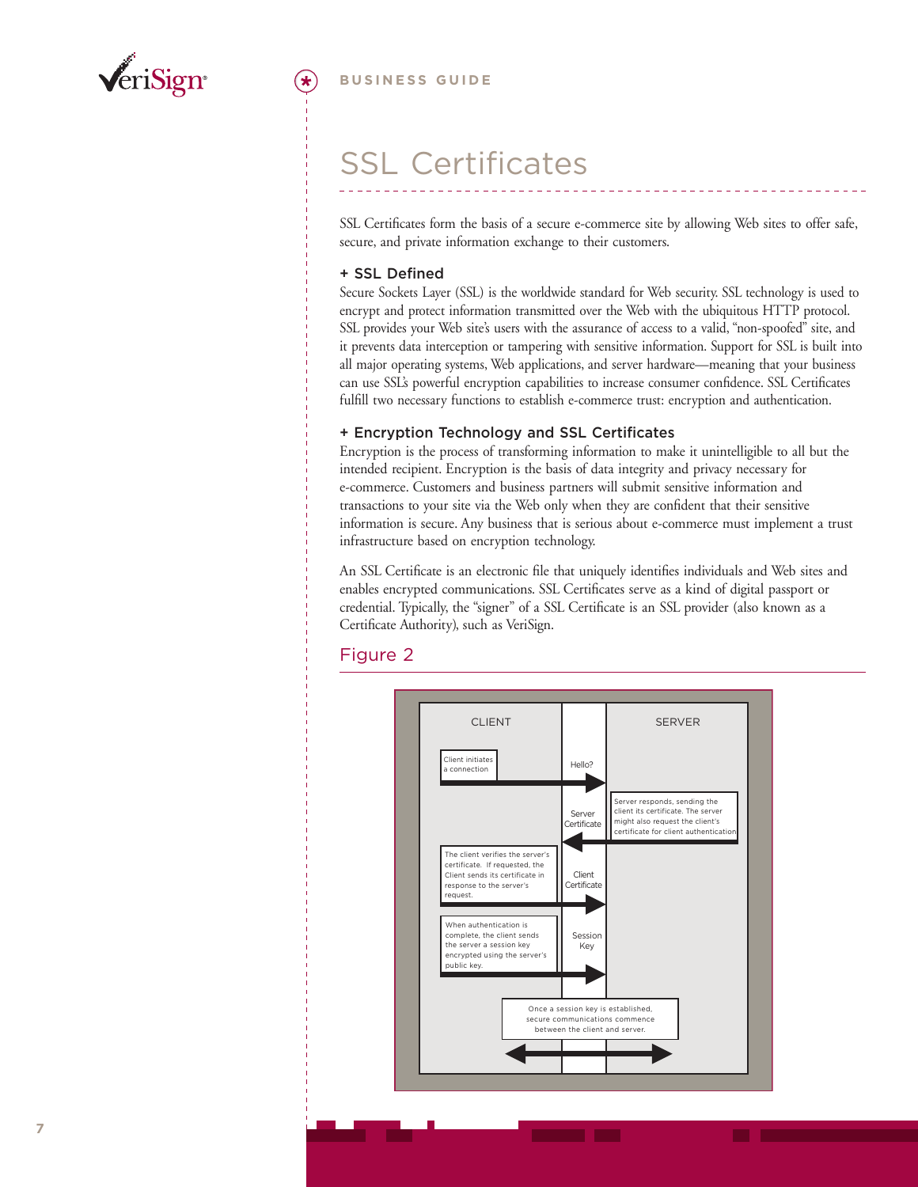# SSL Certificates

SSL Certificates form the basis of a secure e-commerce site by allowing Web sites to offer safe, secure, and private information exchange to their customers.

## + SSL Defined

Secure Sockets Layer (SSL) is the worldwide standard for Web security. SSL technology is used to encrypt and protect information transmitted over the Web with the ubiquitous HTTP protocol. SSL provides your Web site's users with the assurance of access to a valid, "non-spoofed" site, and it prevents data interception or tampering with sensitive information. Support for SSL is built into all major operating systems, Web applications, and server hardware—meaning that your business can use SSL's powerful encryption capabilities to increase consumer confidence. SSL Certificates fulfill two necessary functions to establish e-commerce trust: encryption and authentication.

## + Encryption Technology and SSL Certificates

Encryption is the process of transforming information to make it unintelligible to all but the intended recipient. Encryption is the basis of data integrity and privacy necessary for e-commerce. Customers and business partners will submit sensitive information and transactions to your site via the Web only when they are confident that their sensitive information is secure. Any business that is serious about e-commerce must implement a trust infrastructure based on encryption technology.

An SSL Certificate is an electronic file that uniquely identifies individuals and Web sites and enables encrypted communications. SSL Certificates serve as a kind of digital passport or credential. Typically, the "signer" of a SSL Certificate is an SSL provider (also known as a Certificate Authority), such as VeriSign.

### Figure 2

CLIENT

SERVER

Client initiates a connection

Hello?

Server responds, sending the client its certificate. The server might also request the client's certificate for client authentication

Server Certificate

The client verifies the server's certificate. If requested, the Client sends its certificate in response to the server's request.

Client Certificate

When authentication is complete, the client sends the server a session key encrypted using the server's public key.

Session Key

Once a session key is established, secure communications commence between the client and server.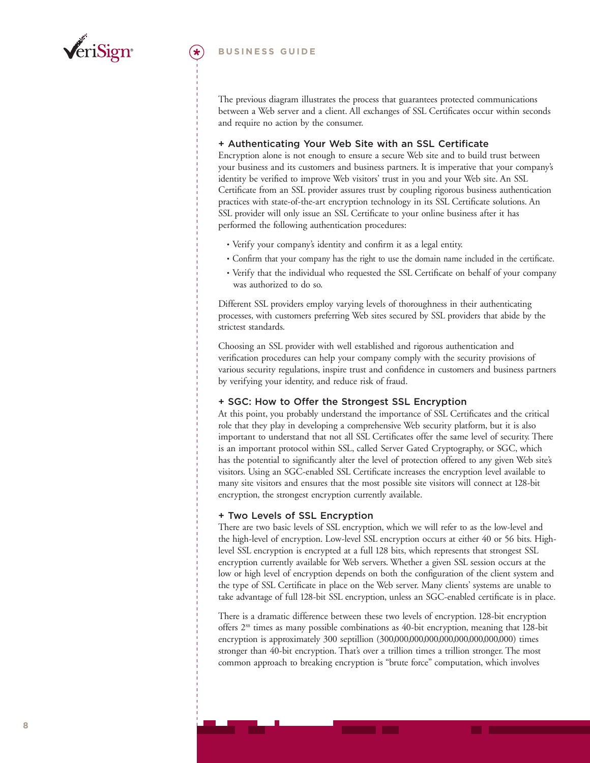The previous diagram illustrates the process that guarantees protected communications between a Web server and a client. All exchanges of SSL Certificates occur within seconds and require no action by the consumer.

## + Authenticating Your Web Site with an SSL Certificate

Encryption alone is not enough to ensure a secure Web site and to build trust between your business and its customers and business partners. It is imperative that your company's identity be verified to improve Web visitors' trust in you and your Web site. An SSL Certificate from an SSL provider assures trust by coupling rigorous business authentication practices with state-of-the-art encryption technology in its SSL Certificate solutions. An SSL provider will only issue an SSL Certificate to your online business after it has performed the following authentication procedures:

- Verify your company's identity and confirm it as a legal entity.
- Confirm that your company has the right to use the domain name included in the certificate.
- Verify that the individual who requested the SSL Certificate on behalf of your company was authorized to do so.

Different SSL providers employ varying levels of thoroughness in their authenticating processes, with customers preferring Web sites secured by SSL providers that abide by the strictest standards.

Choosing an SSL provider with well established and rigorous authentication and verification procedures can help your company comply with the security provisions of various security regulations, inspire trust and confidence in customers and business partners by verifying your identity, and reduce risk of fraud.

## + SGC: How to Offer the Strongest SSL Encryption

At this point, you probably understand the importance of SSL Certificates and the critical role that they play in developing a comprehensive Web security platform, but it is also important to understand that not all SSL Certificates offer the same level of security. There is an important protocol within SSL, called Server Gated Cryptography, or SGC, which has the potential to significantly alter the level of protection offered to any given Web site's visitors. Using an SGC-enabled SSL Certificate increases the encryption level available to many site visitors and ensures that the most possible site visitors will connect at 128-bit encryption, the strongest encryption currently available.

## + Two Levels of SSL Encryption

There are two basic levels of SSL encryption, which we will refer to as the low-level and the high-level of encryption. Low-level SSL encryption occurs at either 40 or 56 bits. High-level SSL encryption is encrypted at a full 128 bits, which represents that strongest SSL encryption currently available for Web servers. Whether a given SSL session occurs at the low or high level of encryption depends on both the configuration of the client system and the type of SSL Certificate in place on the Web server. Many clients' systems are unable to take advantage of full 128-bit SSL encryption, unless an SGC-enabled certificate is in place.

There is a dramatic difference between these two levels of encryption. 128-bit encryption offers $2^{88}$ times as many possible combinations as 40-bit encryption, meaning that 128-bit encryption is approximately 300 septillion (300,000,000,000,000,000,000,000,000) times stronger than 40-bit encryption. That's over a trillion times a trillion stronger. The most common approach to breaking encryption is "brute force" computation, which involves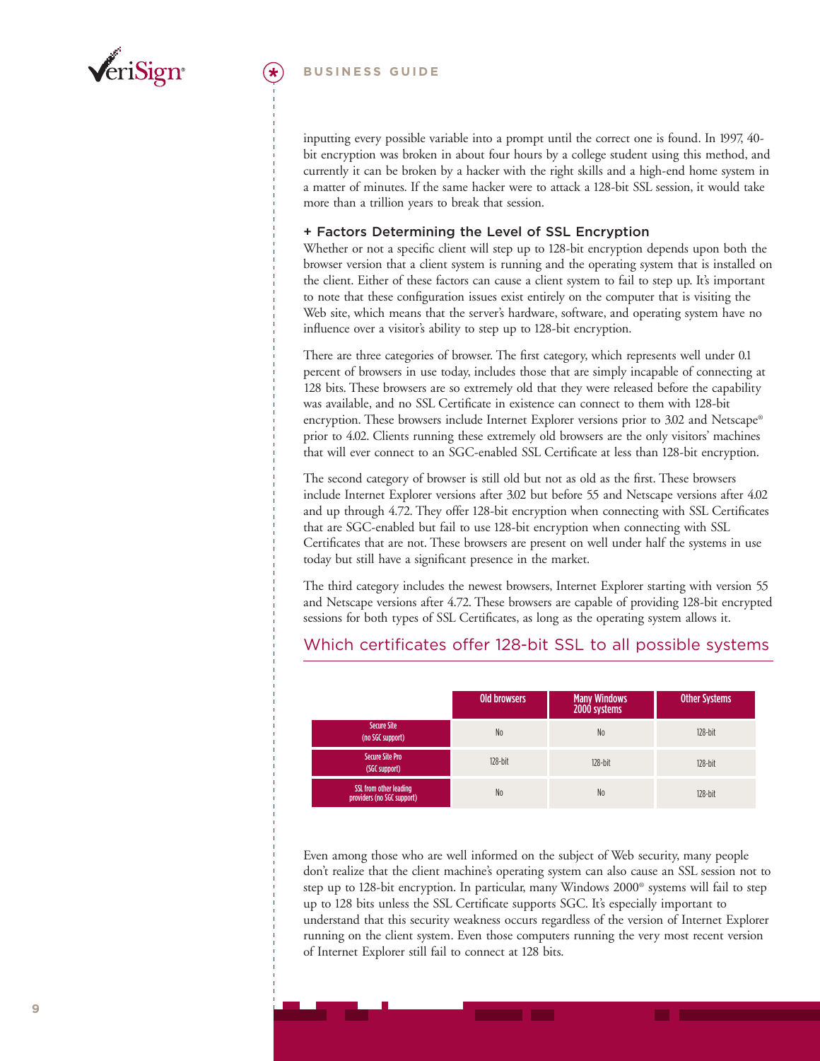inputting every possible variable into a prompt until the correct one is found. In 1997, 40-bit encryption was broken in about four hours by a college student using this method, and currently it can be broken by a hacker with the right skills and a high-end home system in a matter of minutes. If the same hacker were to attack a 128-bit SSL session, it would take more than a trillion years to break that session.

### + Factors Determining the Level of SSL Encryption

Whether or not a specific client will step up to 128-bit encryption depends upon both the browser version that a client system is running and the operating system that is installed on the client. Either of these factors can cause a client system to fail to step up. It's important to note that these configuration issues exist entirely on the computer that is visiting the Web site, which means that the server's hardware, software, and operating system have no influence over a visitor's ability to step up to 128-bit encryption.

There are three categories of browser. The first category, which represents well under 0.1 percent of browsers in use today, includes those that are simply incapable of connecting at 128 bits. These browsers are so extremely old that they were released before the capability was available, and no SSL Certificate in existence can connect to them with 128-bit encryption. These browsers include Internet Explorer versions prior to 3.02 and Netscape® prior to 4.02. Clients running these extremely old browsers are the only visitors' machines that will ever connect to an SGC-enabled SSL Certificate at less than 128-bit encryption.

The second category of browser is still old but not as old as the first. These browsers include Internet Explorer versions after 3.02 but before 5.5 and Netscape versions after 4.02 and up through 4.72. They offer 128-bit encryption when connecting with SSL Certificates that are SGC-enabled but fail to use 128-bit encryption when connecting with SSL Certificates that are not. These browsers are present on well under half the systems in use today but still have a significant presence in the market.

The third category includes the newest browsers, Internet Explorer starting with version 5.5 and Netscape versions after 4.72. These browsers are capable of providing 128-bit encrypted sessions for both types of SSL Certificates, as long as the operating system allows it.

## Which certificates offer 128-bit SSL to all possible systems

| | Old browsers | Many Windows 2000 systems | Other Systems |
|---|---|---|---|
| Secure Site (no SGC support) | No | No | 128-bit |
| Secure Site Pro (SGC support) | 128-bit | 128-bit | 128-bit |
| SSL from other leading providers (no SGC support) | No | No | 128-bit |

Even among those who are well informed on the subject of Web security, many people don't realize that the client machine's operating system can also cause an SSL session not to step up to 128-bit encryption. In particular, many Windows 2000® systems will fail to step up to 128 bits unless the SSL Certificate supports SGC. It's especially important to understand that this security weakness occurs regardless of the version of Internet Explorer running on the client system. Even those computers running the very most recent version of Internet Explorer still fail to connect at 128 bits.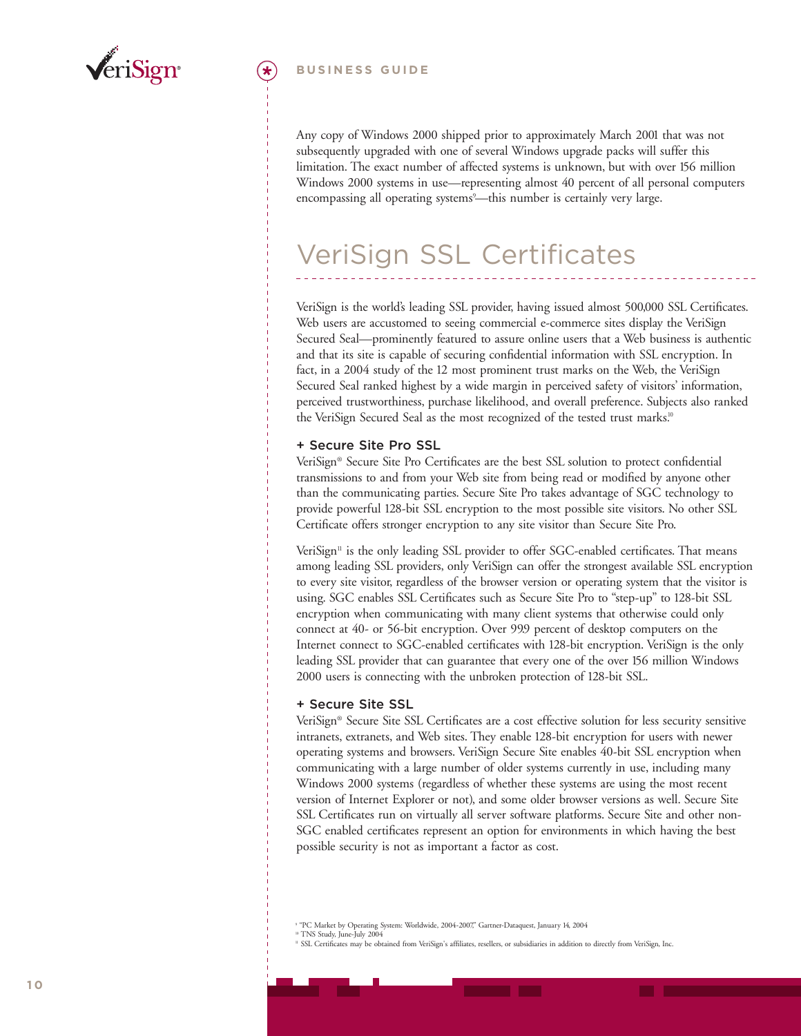Any copy of Windows 2000 shipped prior to approximately March 2001 that was not subsequently upgraded with one of several Windows upgrade packs will suffer this limitation. The exact number of affected systems is unknown, but with over 156 million Windows 2000 systems in use—representing almost 40 percent of all personal computers encompassing all operating systems[9]—this number is certainly very large.

# VeriSign SSL Certificates

VeriSign is the world's leading SSL provider, having issued almost 500,000 SSL Certificates. Web users are accustomed to seeing commercial e-commerce sites display the VeriSign Secured Seal—prominently featured to assure online users that a Web business is authentic and that its site is capable of securing confidential information with SSL encryption. In fact, in a 2004 study of the 12 most prominent trust marks on the Web, the VeriSign Secured Seal ranked highest by a wide margin in perceived safety of visitors' information, perceived trustworthiness, purchase likelihood, and overall preference. Subjects also ranked the VeriSign Secured Seal as the most recognized of the tested trust marks.[10]

### + Secure Site Pro SSL

VeriSign® Secure Site Pro Certificates are the best SSL solution to protect confidential transmissions to and from your Web site from being read or modified by anyone other than the communicating parties. Secure Site Pro takes advantage of SGC technology to provide powerful 128-bit SSL encryption to the most possible site visitors. No other SSL Certificate offers stronger encryption to any site visitor than Secure Site Pro.

VeriSign[11] is the only leading SSL provider to offer SGC-enabled certificates. That means among leading SSL providers, only VeriSign can offer the strongest available SSL encryption to every site visitor, regardless of the browser version or operating system that the visitor is using. SGC enables SSL Certificates such as Secure Site Pro to "step-up" to 128-bit SSL encryption when communicating with many client systems that otherwise could only connect at 40- or 56-bit encryption. Over 99.9 percent of desktop computers on the Internet connect to SGC-enabled certificates with 128-bit encryption. VeriSign is the only leading SSL provider that can guarantee that every one of the over 156 million Windows 2000 users is connecting with the unbroken protection of 128-bit SSL.

### + Secure Site SSL

VeriSign® Secure Site SSL Certificates are a cost effective solution for less security sensitive intranets, extranets, and Web sites. They enable 128-bit encryption for users with newer operating systems and browsers. VeriSign Secure Site enables 40-bit SSL encryption when communicating with a large number of older systems currently in use, including many Windows 2000 systems (regardless of whether these systems are using the most recent version of Internet Explorer or not), and some older browser versions as well. Secure Site SSL Certificates run on virtually all server software platforms. Secure Site and other non-SGC enabled certificates represent an option for environments in which having the best possible security is not as important a factor as cost.

[9] "PC Market by Operating System: Worldwide, 2004-2007," Gartner-Dataquest, January 14, 2004
[10] TNS Study, June-July 2004
[11] SSL Certificates may be obtained from VeriSign's affiliates, resellers, or subsidiaries in addition to directly from VeriSign, Inc.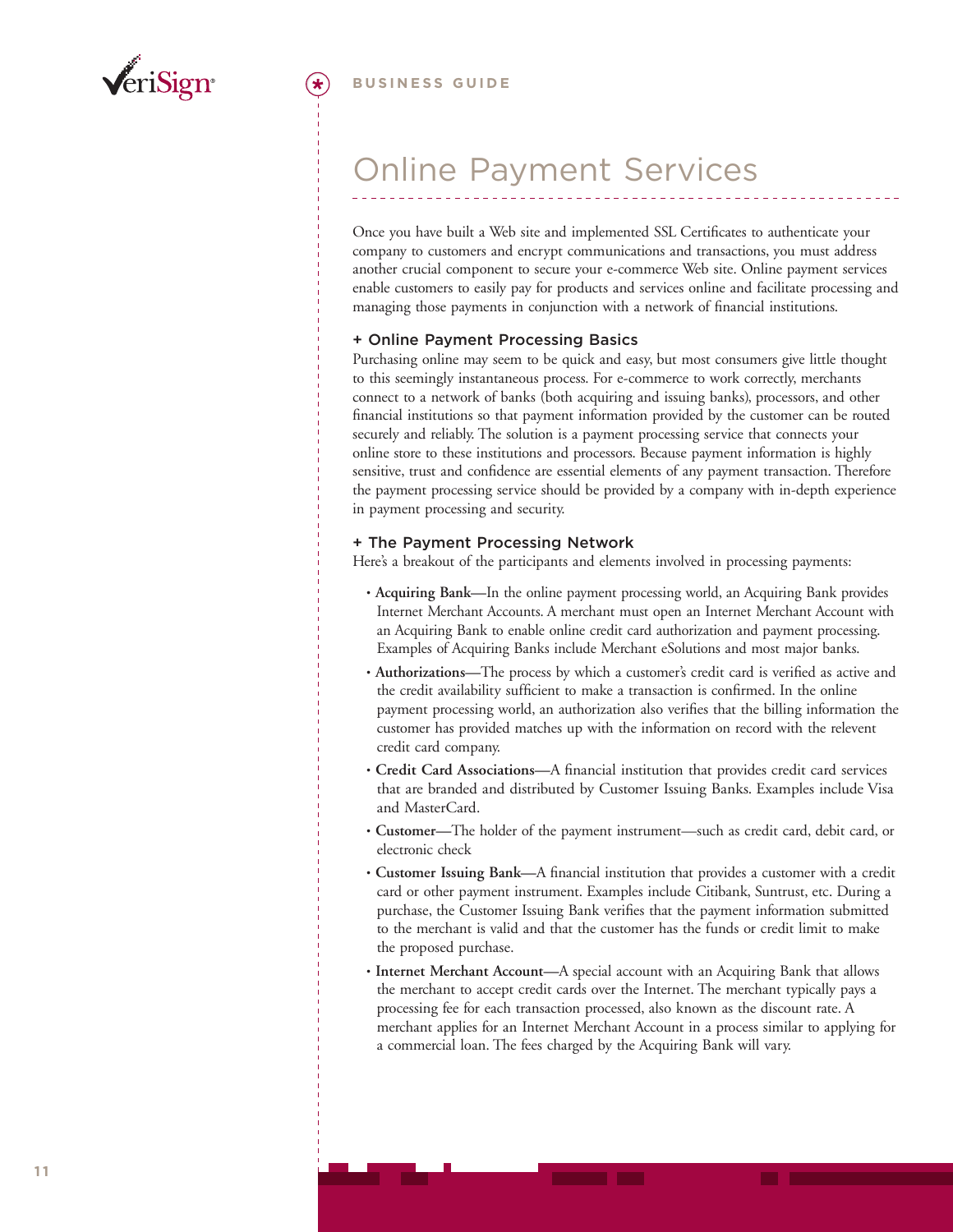# Online Payment Services

Once you have built a Web site and implemented SSL Certificates to authenticate your company to customers and encrypt communications and transactions, you must address another crucial component to secure your e-commerce Web site. Online payment services enable customers to easily pay for products and services online and facilitate processing and managing those payments in conjunction with a network of financial institutions.

## + Online Payment Processing Basics

Purchasing online may seem to be quick and easy, but most consumers give little thought to this seemingly instantaneous process. For e-commerce to work correctly, merchants connect to a network of banks (both acquiring and issuing banks), processors, and other financial institutions so that payment information provided by the customer can be routed securely and reliably. The solution is a payment processing service that connects your online store to these institutions and processors. Because payment information is highly sensitive, trust and confidence are essential elements of any payment transaction. Therefore the payment processing service should be provided by a company with in-depth experience in payment processing and security.

## + The Payment Processing Network

Here's a breakout of the participants and elements involved in processing payments:

- **Acquiring Bank—**In the online payment processing world, an Acquiring Bank provides Internet Merchant Accounts. A merchant must open an Internet Merchant Account with an Acquiring Bank to enable online credit card authorization and payment processing. Examples of Acquiring Banks include Merchant eSolutions and most major banks.
- **Authorizations—**The process by which a customer's credit card is verified as active and the credit availability sufficient to make a transaction is confirmed. In the online payment processing world, an authorization also verifies that the billing information the customer has provided matches up with the information on record with the relevent credit card company.
- **Credit Card Associations—**A financial institution that provides credit card services that are branded and distributed by Customer Issuing Banks. Examples include Visa and MasterCard.
- **Customer—**The holder of the payment instrument—such as credit card, debit card, or electronic check
- **Customer Issuing Bank—**A financial institution that provides a customer with a credit card or other payment instrument. Examples include Citibank, Suntrust, etc. During a purchase, the Customer Issuing Bank verifies that the payment information submitted to the merchant is valid and that the customer has the funds or credit limit to make the proposed purchase.
- **Internet Merchant Account—**A special account with an Acquiring Bank that allows the merchant to accept credit cards over the Internet. The merchant typically pays a processing fee for each transaction processed, also known as the discount rate. A merchant applies for an Internet Merchant Account in a process similar to applying for a commercial loan. The fees charged by the Acquiring Bank will vary.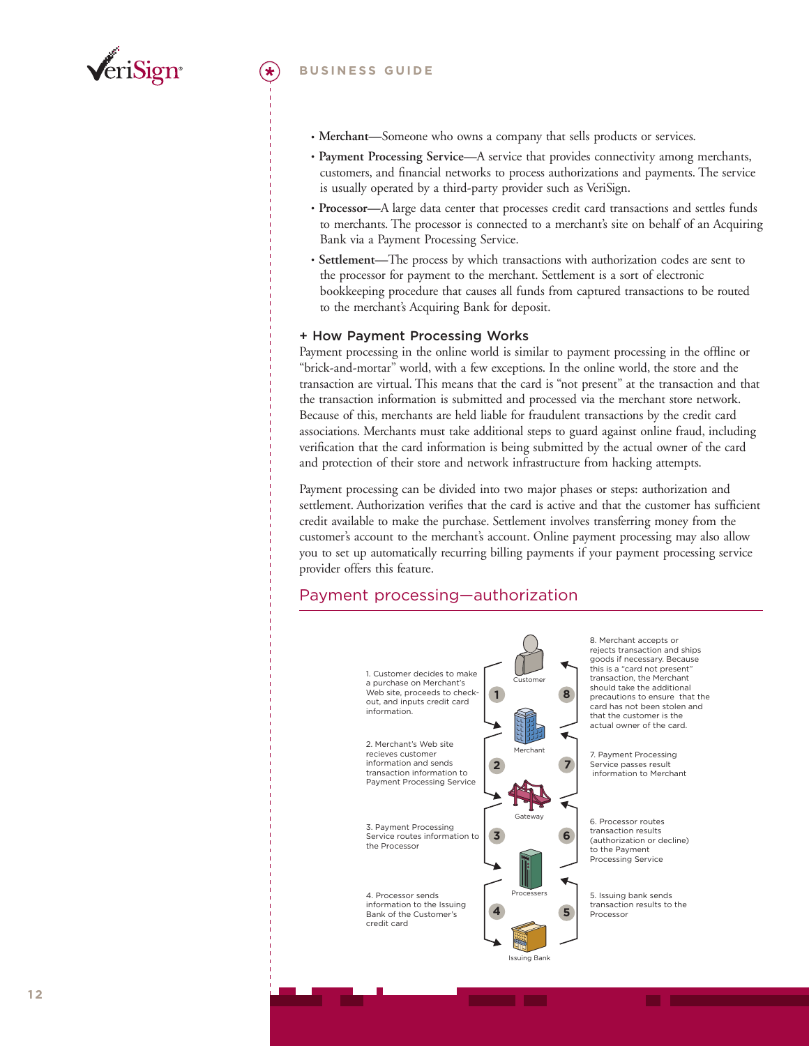- **Merchant**—Someone who owns a company that sells products or services.
- **Payment Processing Service**—A service that provides connectivity among merchants, customers, and financial networks to process authorizations and payments. The service is usually operated by a third-party provider such as VeriSign.
- **Processor**—A large data center that processes credit card transactions and settles funds to merchants. The processor is connected to a merchant's site on behalf of an Acquiring Bank via a Payment Processing Service.
- **Settlement**—The process by which transactions with authorization codes are sent to the processor for payment to the merchant. Settlement is a sort of electronic bookkeeping procedure that causes all funds from captured transactions to be routed to the merchant's Acquiring Bank for deposit.

### + How Payment Processing Works

Payment processing in the online world is similar to payment processing in the offline or "brick-and-mortar" world, with a few exceptions. In the online world, the store and the transaction are virtual. This means that the card is "not present" at the transaction and that the transaction information is submitted and processed via the merchant store network. Because of this, merchants are held liable for fraudulent transactions by the credit card associations. Merchants must take additional steps to guard against online fraud, including verification that the card information is being submitted by the actual owner of the card and protection of their store and network infrastructure from hacking attempts.

Payment processing can be divided into two major phases or steps: authorization and settlement. Authorization verifies that the card is active and that the customer has sufficient credit available to make the purchase. Settlement involves transferring money from the customer's account to the merchant's account. Online payment processing may also allow you to set up automatically recurring billing payments if your payment processing service provider offers this feature.

## Payment processing—authorization

1. Customer decides to make a purchase on Merchant's Web site, proceeds to check-out, and inputs credit card information.
2. Merchant's Web site recieves customer information and sends transaction information to Payment Processing Service
3. Payment Processing Service routes information to the Processor
4. Processor sends information to the Issuing Bank of the Customer's credit card
5. Issuing bank sends transaction results to the Processor
6. Processor routes transaction results (authorization or decline) to the Payment Processing Service
7. Payment Processing Service passes result information to Merchant
8. Merchant accepts or rejects transaction and ships goods if necessary. Because this is a "card not present" transaction, the Merchant should take the additional precautions to ensure that the card has not been stolen and that the customer is the actual owner of the card.

Customer — Merchant — Gateway — Processers — Issuing Bank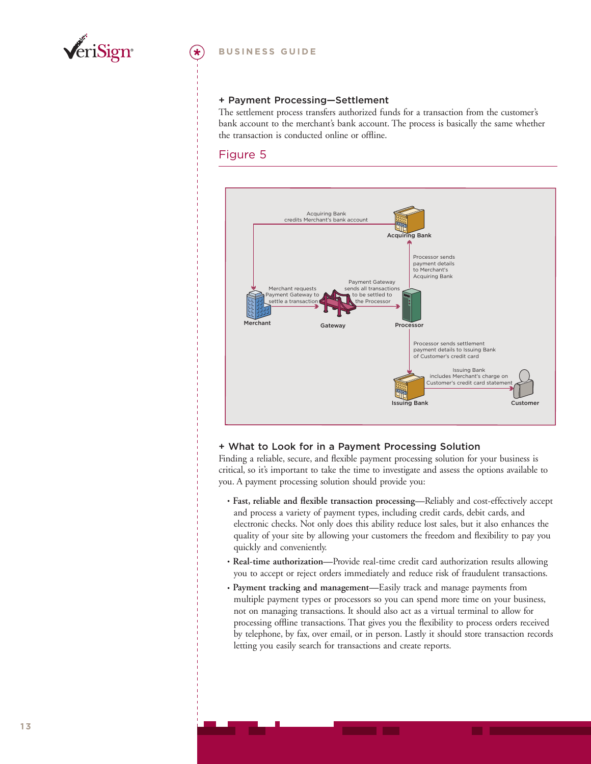## + Payment Processing—Settlement

The settlement process transfers authorized funds for a transaction from the customer's bank account to the merchant's bank account. The process is basically the same whether the transaction is conducted online or offline.

### Figure 5

Acquiring Bank credits Merchant's bank account

Acquiring Bank

Processor sends payment details to Merchant's Acquiring Bank

Merchant requests Payment Gateway to settle a transaction

Payment Gateway sends all transactions to be settled to the Processor

Merchant

Gateway

Processor

Processor sends settlement payment details to Issuing Bank of Customer's credit card

Issuing Bank includes Merchant's charge on Customer's credit card statement

Issuing Bank

Customer

## + What to Look for in a Payment Processing Solution

Finding a reliable, secure, and flexible payment processing solution for your business is critical, so it's important to take the time to investigate and assess the options available to you. A payment processing solution should provide you:

- **Fast, reliable and flexible transaction processing**—Reliably and cost-effectively accept and process a variety of payment types, including credit cards, debit cards, and electronic checks. Not only does this ability reduce lost sales, but it also enhances the quality of your site by allowing your customers the freedom and flexibility to pay you quickly and conveniently.
- **Real-time authorization**—Provide real-time credit card authorization results allowing you to accept or reject orders immediately and reduce risk of fraudulent transactions.
- **Payment tracking and management**—Easily track and manage payments from multiple payment types or processors so you can spend more time on your business, not on managing transactions. It should also act as a virtual terminal to allow for processing offline transactions. That gives you the flexibility to process orders received by telephone, by fax, over email, or in person. Lastly it should store transaction records letting you easily search for transactions and create reports.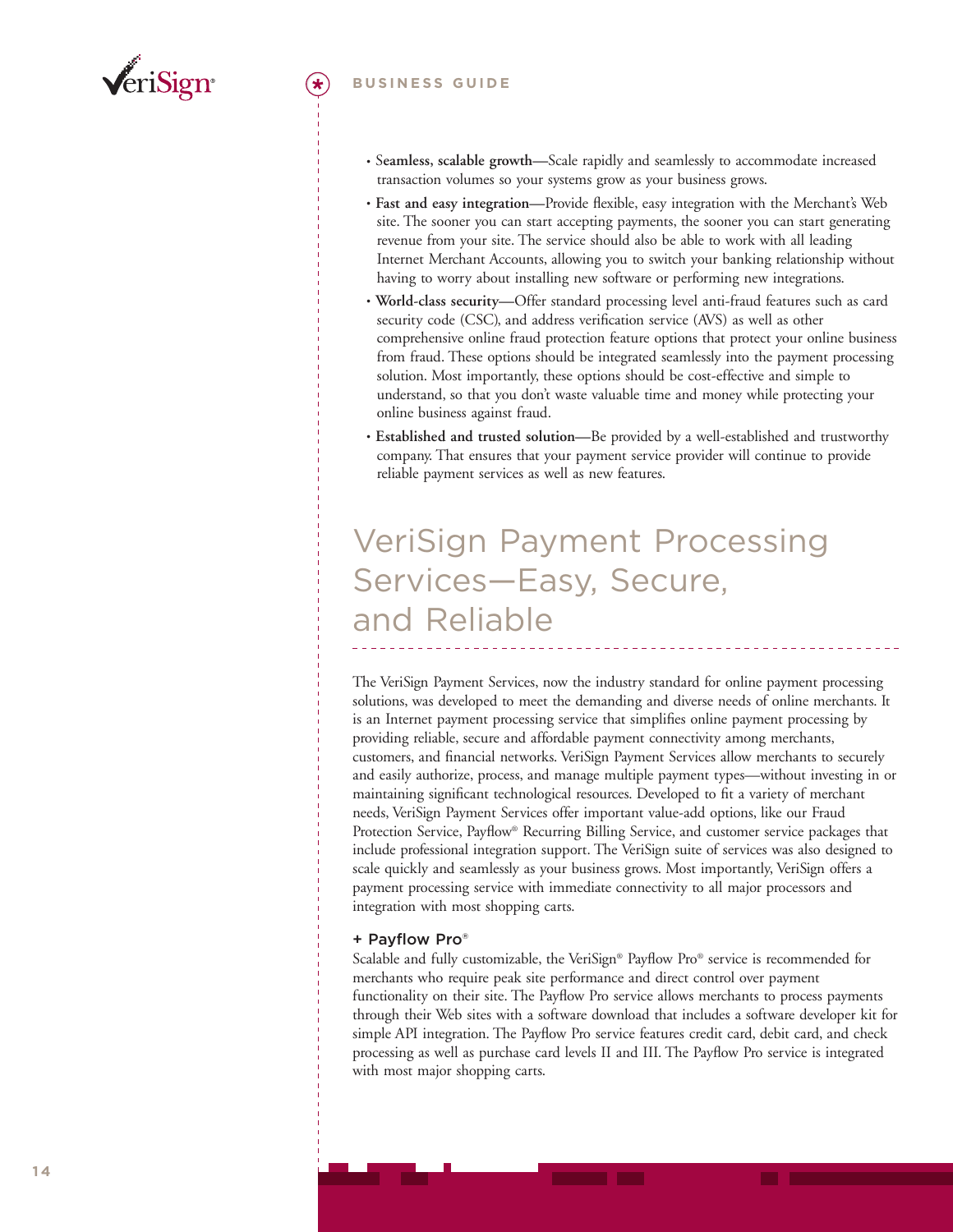- **Seamless, scalable growth—**Scale rapidly and seamlessly to accommodate increased transaction volumes so your systems grow as your business grows.
- **Fast and easy integration—**Provide flexible, easy integration with the Merchant's Web site. The sooner you can start accepting payments, the sooner you can start generating revenue from your site. The service should also be able to work with all leading Internet Merchant Accounts, allowing you to switch your banking relationship without having to worry about installing new software or performing new integrations.
- **World-class security—**Offer standard processing level anti-fraud features such as card security code (CSC), and address verification service (AVS) as well as other comprehensive online fraud protection feature options that protect your online business from fraud. These options should be integrated seamlessly into the payment processing solution. Most importantly, these options should be cost-effective and simple to understand, so that you don't waste valuable time and money while protecting your online business against fraud.
- **Established and trusted solution—**Be provided by a well-established and trustworthy company. That ensures that your payment service provider will continue to provide reliable payment services as well as new features.

## VeriSign Payment Processing Services—Easy, Secure, and Reliable

The VeriSign Payment Services, now the industry standard for online payment processing solutions, was developed to meet the demanding and diverse needs of online merchants. It is an Internet payment processing service that simplifies online payment processing by providing reliable, secure and affordable payment connectivity among merchants, customers, and financial networks. VeriSign Payment Services allow merchants to securely and easily authorize, process, and manage multiple payment types—without investing in or maintaining significant technological resources. Developed to fit a variety of merchant needs, VeriSign Payment Services offer important value-add options, like our Fraud Protection Service, Payflow® Recurring Billing Service, and customer service packages that include professional integration support. The VeriSign suite of services was also designed to scale quickly and seamlessly as your business grows. Most importantly, VeriSign offers a payment processing service with immediate connectivity to all major processors and integration with most shopping carts.

### + Payflow Pro®

Scalable and fully customizable, the VeriSign® Payflow Pro® service is recommended for merchants who require peak site performance and direct control over payment functionality on their site. The Payflow Pro service allows merchants to process payments through their Web sites with a software download that includes a software developer kit for simple API integration. The Payflow Pro service features credit card, debit card, and check processing as well as purchase card levels II and III. The Payflow Pro service is integrated with most major shopping carts.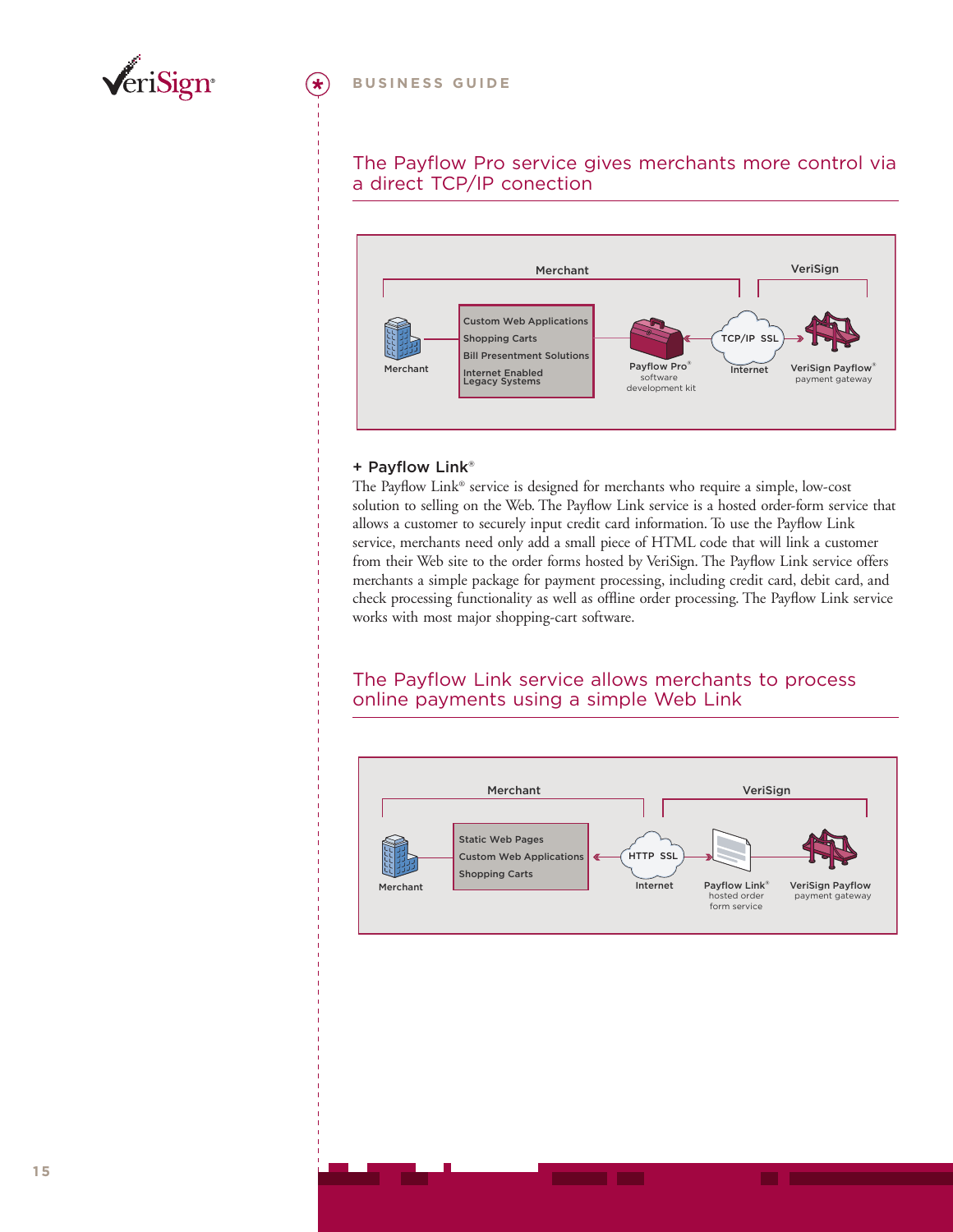## The Payflow Pro service gives merchants more control via a direct TCP/IP conection

Merchant

VeriSign

Merchant

Custom Web Applications

Shopping Carts

Bill Presentment Solutions

Internet Enabled Legacy Systems

Payflow Pro® software development kit

TCP/IP SSL

Internet

VeriSign Payflow® payment gateway

### + Payflow Link®

The Payflow Link® service is designed for merchants who require a simple, low-cost solution to selling on the Web. The Payflow Link service is a hosted order-form service that allows a customer to securely input credit card information. To use the Payflow Link service, merchants need only add a small piece of HTML code that will link a customer from their Web site to the order forms hosted by VeriSign. The Payflow Link service offers merchants a simple package for payment processing, including credit card, debit card, and check processing functionality as well as offline order processing. The Payflow Link service works with most major shopping-cart software.

## The Payflow Link service allows merchants to process online payments using a simple Web Link

Merchant

VeriSign

Merchant

Static Web Pages

Custom Web Applications

Shopping Carts

HTTP SSL

Internet

Payflow Link® hosted order form service

VeriSign Payflow payment gateway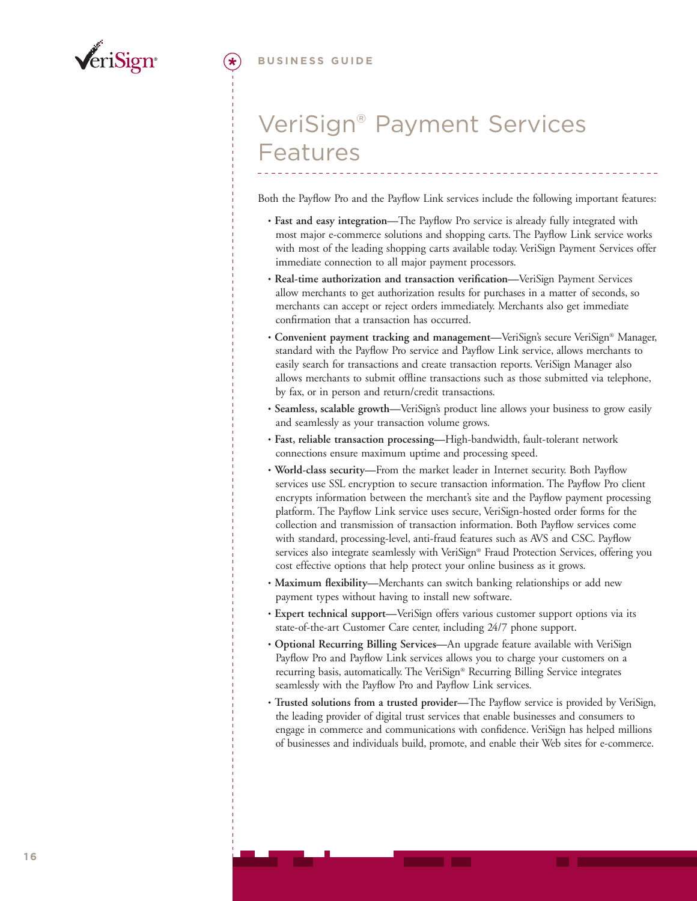# VeriSign® Payment Services Features

Both the Payflow Pro and the Payflow Link services include the following important features:

- **Fast and easy integration—**The Payflow Pro service is already fully integrated with most major e-commerce solutions and shopping carts. The Payflow Link service works with most of the leading shopping carts available today. VeriSign Payment Services offer immediate connection to all major payment processors.
- **Real-time authorization and transaction verification—**VeriSign Payment Services allow merchants to get authorization results for purchases in a matter of seconds, so merchants can accept or reject orders immediately. Merchants also get immediate confirmation that a transaction has occurred.
- **Convenient payment tracking and management—**VeriSign's secure VeriSign® Manager, standard with the Payflow Pro service and Payflow Link service, allows merchants to easily search for transactions and create transaction reports. VeriSign Manager also allows merchants to submit offline transactions such as those submitted via telephone, by fax, or in person and return/credit transactions.
- **Seamless, scalable growth—**VeriSign's product line allows your business to grow easily and seamlessly as your transaction volume grows.
- **Fast, reliable transaction processing—**High-bandwidth, fault-tolerant network connections ensure maximum uptime and processing speed.
- **World-class security—**From the market leader in Internet security. Both Payflow services use SSL encryption to secure transaction information. The Payflow Pro client encrypts information between the merchant's site and the Payflow payment processing platform. The Payflow Link service uses secure, VeriSign-hosted order forms for the collection and transmission of transaction information. Both Payflow services come with standard, processing-level, anti-fraud features such as AVS and CSC. Payflow services also integrate seamlessly with VeriSign® Fraud Protection Services, offering you cost effective options that help protect your online business as it grows.
- **Maximum flexibility—**Merchants can switch banking relationships or add new payment types without having to install new software.
- **Expert technical support—**VeriSign offers various customer support options via its state-of-the-art Customer Care center, including 24/7 phone support.
- **Optional Recurring Billing Services—**An upgrade feature available with VeriSign Payflow Pro and Payflow Link services allows you to charge your customers on a recurring basis, automatically. The VeriSign® Recurring Billing Service integrates seamlessly with the Payflow Pro and Payflow Link services.
- **Trusted solutions from a trusted provider—**The Payflow service is provided by VeriSign, the leading provider of digital trust services that enable businesses and consumers to engage in commerce and communications with confidence. VeriSign has helped millions of businesses and individuals build, promote, and enable their Web sites for e-commerce.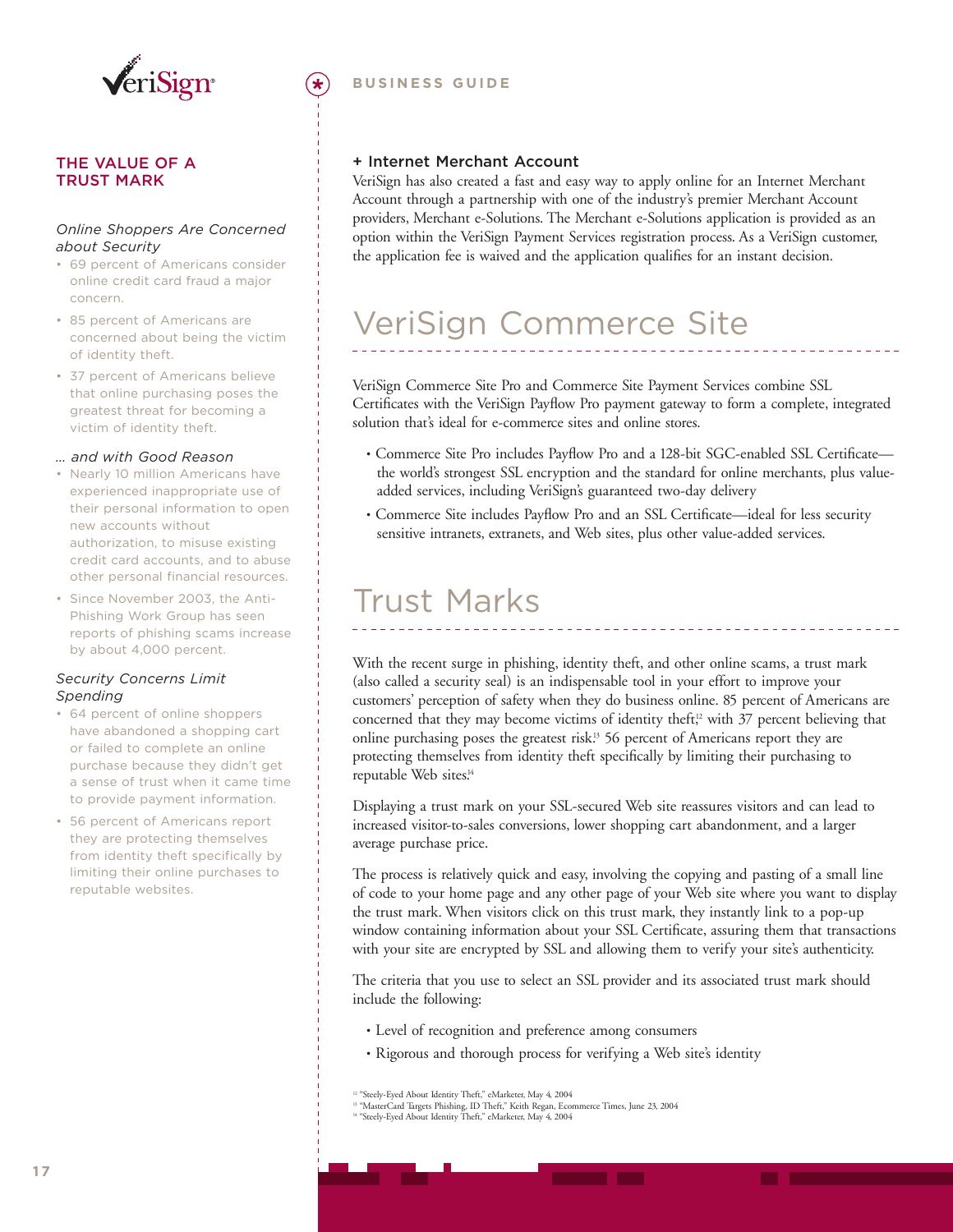## THE VALUE OF A TRUST MARK

*Online Shoppers Are Concerned about Security*

- 69 percent of Americans consider online credit card fraud a major concern.
- 85 percent of Americans are concerned about being the victim of identity theft.
- 37 percent of Americans believe that online purchasing poses the greatest threat for becoming a victim of identity theft.

*... and with Good Reason*

- Nearly 10 million Americans have experienced inappropriate use of their personal information to open new accounts without authorization, to misuse existing credit card accounts, and to abuse other personal financial resources.
- Since November 2003, the Anti-Phishing Work Group has seen reports of phishing scams increase by about 4,000 percent.

*Security Concerns Limit Spending*

- 64 percent of online shoppers have abandoned a shopping cart or failed to complete an online purchase because they didn't get a sense of trust when it came time to provide payment information.
- 56 percent of Americans report they are protecting themselves from identity theft specifically by limiting their online purchases to reputable websites.

### + Internet Merchant Account

VeriSign has also created a fast and easy way to apply online for an Internet Merchant Account through a partnership with one of the industry's premier Merchant Account providers, Merchant e-Solutions. The Merchant e-Solutions application is provided as an option within the VeriSign Payment Services registration process. As a VeriSign customer, the application fee is waived and the application qualifies for an instant decision.

# VeriSign Commerce Site

VeriSign Commerce Site Pro and Commerce Site Payment Services combine SSL Certificates with the VeriSign Payflow Pro payment gateway to form a complete, integrated solution that's ideal for e-commerce sites and online stores.

- Commerce Site Pro includes Payflow Pro and a 128-bit SGC-enabled SSL Certificate—the world's strongest SSL encryption and the standard for online merchants, plus value-added services, including VeriSign's guaranteed two-day delivery
- Commerce Site includes Payflow Pro and an SSL Certificate—ideal for less security sensitive intranets, extranets, and Web sites, plus other value-added services.

# Trust Marks

With the recent surge in phishing, identity theft, and other online scams, a trust mark (also called a security seal) is an indispensable tool in your effort to improve your customers' perception of safety when they do business online. 85 percent of Americans are concerned that they may become victims of identity theft,[12] with 37 percent believing that online purchasing poses the greatest risk.[13] 56 percent of Americans report they are protecting themselves from identity theft specifically by limiting their purchasing to reputable Web sites.[14]

Displaying a trust mark on your SSL-secured Web site reassures visitors and can lead to increased visitor-to-sales conversions, lower shopping cart abandonment, and a larger average purchase price.

The process is relatively quick and easy, involving the copying and pasting of a small line of code to your home page and any other page of your Web site where you want to display the trust mark. When visitors click on this trust mark, they instantly link to a pop-up window containing information about your SSL Certificate, assuring them that transactions with your site are encrypted by SSL and allowing them to verify your site's authenticity.

The criteria that you use to select an SSL provider and its associated trust mark should include the following:

- Level of recognition and preference among consumers
- Rigorous and thorough process for verifying a Web site's identity

[12] "Steely-Eyed About Identity Theft," eMarketer, May 4, 2004
[13] "MasterCard Targets Phishing, ID Theft," Keith Regan, Ecommerce Times, June 23, 2004
[14] "Steely-Eyed About Identity Theft," eMarketer, May 4, 2004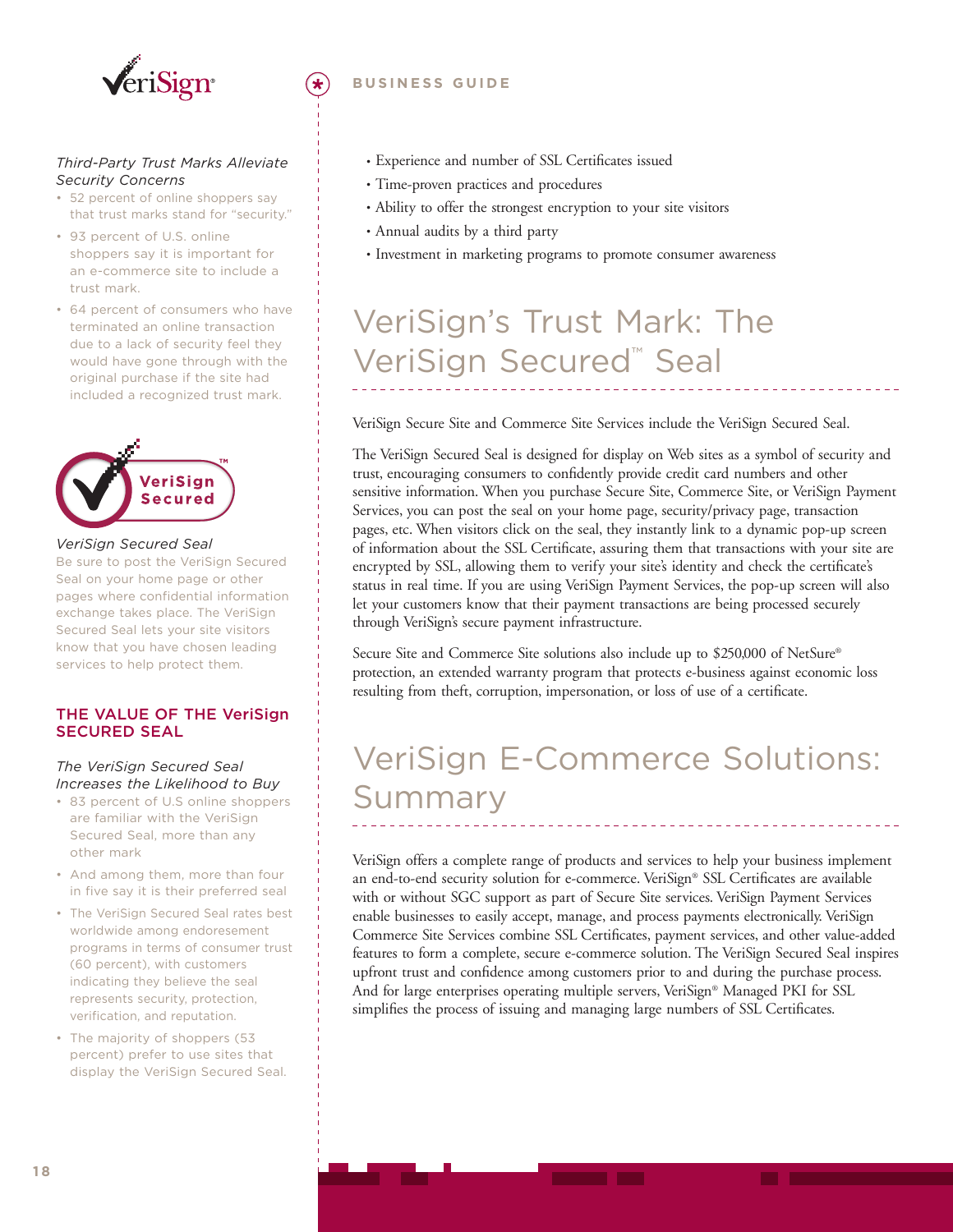*Third-Party Trust Marks Alleviate Security Concerns*

- 52 percent of online shoppers say that trust marks stand for "security."
- 93 percent of U.S. online shoppers say it is important for an e-commerce site to include a trust mark.
- 64 percent of consumers who have terminated an online transaction due to a lack of security feel they would have gone through with the original purchase if the site had included a recognized trust mark.

*VeriSign Secured Seal*

Be sure to post the VeriSign Secured Seal on your home page or other pages where confidential information exchange takes place. The VeriSign Secured Seal lets your site visitors know that you have chosen leading services to help protect them.

### THE VALUE OF THE VeriSign SECURED SEAL

*The VeriSign Secured Seal Increases the Likelihood to Buy*

- 83 percent of U.S online shoppers are familiar with the VeriSign Secured Seal, more than any other mark
- And among them, more than four in five say it is their preferred seal
- The VeriSign Secured Seal rates best worldwide among endorsement programs in terms of consumer trust (60 percent), with customers indicating they believe the seal represents security, protection, verification, and reputation.
- The majority of shoppers (53 percent) prefer to use sites that display the VeriSign Secured Seal.

- Experience and number of SSL Certificates issued
- Time-proven practices and procedures
- Ability to offer the strongest encryption to your site visitors
- Annual audits by a third party
- Investment in marketing programs to promote consumer awareness

## VeriSign's Trust Mark: The VeriSign Secured™ Seal

VeriSign Secure Site and Commerce Site Services include the VeriSign Secured Seal.

The VeriSign Secured Seal is designed for display on Web sites as a symbol of security and trust, encouraging consumers to confidently provide credit card numbers and other sensitive information. When you purchase Secure Site, Commerce Site, or VeriSign Payment Services, you can post the seal on your home page, security/privacy page, transaction pages, etc. When visitors click on the seal, they instantly link to a dynamic pop-up screen of information about the SSL Certificate, assuring them that transactions with your site are encrypted by SSL, allowing them to verify your site's identity and check the certificate's status in real time. If you are using VeriSign Payment Services, the pop-up screen will also let your customers know that their payment transactions are being processed securely through VeriSign's secure payment infrastructure.

Secure Site and Commerce Site solutions also include up to $250,000 of NetSure® protection, an extended warranty program that protects e-business against economic loss resulting from theft, corruption, impersonation, or loss of use of a certificate.

## VeriSign E-Commerce Solutions: Summary

VeriSign offers a complete range of products and services to help your business implement an end-to-end security solution for e-commerce. VeriSign® SSL Certificates are available with or without SGC support as part of Secure Site services. VeriSign Payment Services enable businesses to easily accept, manage, and process payments electronically. VeriSign Commerce Site Services combine SSL Certificates, payment services, and other value-added features to form a complete, secure e-commerce solution. The VeriSign Secured Seal inspires upfront trust and confidence among customers prior to and during the purchase process. And for large enterprises operating multiple servers, VeriSign® Managed PKI for SSL simplifies the process of issuing and managing large numbers of SSL Certificates.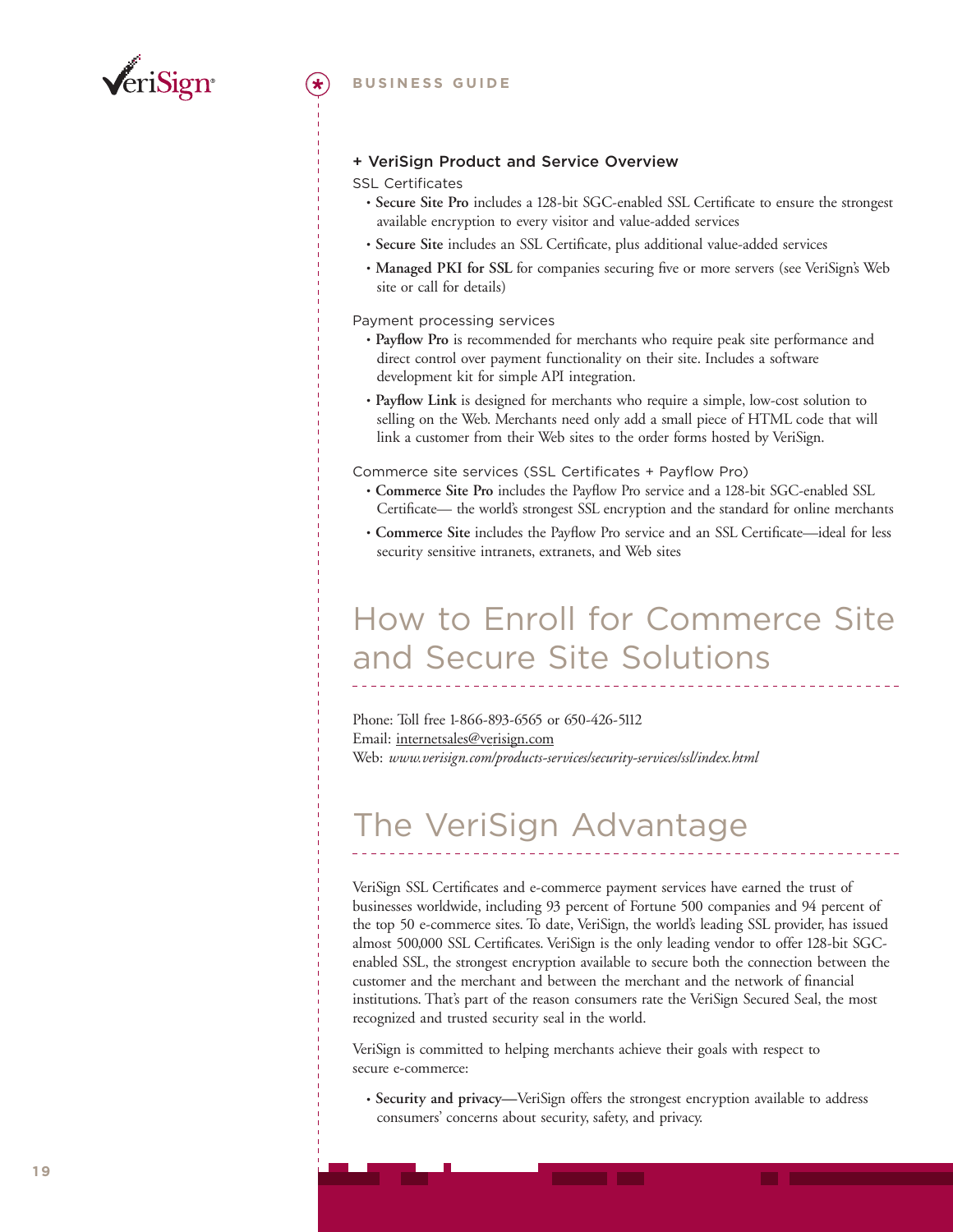### + VeriSign Product and Service Overview

SSL Certificates

- **Secure Site Pro** includes a 128-bit SGC-enabled SSL Certificate to ensure the strongest available encryption to every visitor and value-added services
- **Secure Site** includes an SSL Certificate, plus additional value-added services
- **Managed PKI for SSL** for companies securing five or more servers (see VeriSign's Web site or call for details)

Payment processing services

- **Payflow Pro** is recommended for merchants who require peak site performance and direct control over payment functionality on their site. Includes a software development kit for simple API integration.
- **Payflow Link** is designed for merchants who require a simple, low-cost solution to selling on the Web. Merchants need only add a small piece of HTML code that will link a customer from their Web sites to the order forms hosted by VeriSign.

Commerce site services (SSL Certificates + Payflow Pro)

- **Commerce Site Pro** includes the Payflow Pro service and a 128-bit SGC-enabled SSL Certificate— the world's strongest SSL encryption and the standard for online merchants
- **Commerce Site** includes the Payflow Pro service and an SSL Certificate—ideal for less security sensitive intranets, extranets, and Web sites

## How to Enroll for Commerce Site and Secure Site Solutions

Phone: Toll free 1-866-893-6565 or 650-426-5112
Email: internetsales@verisign.com
Web: *www.verisign.com/products-services/security-services/ssl/index.html*

## The VeriSign Advantage

VeriSign SSL Certificates and e-commerce payment services have earned the trust of businesses worldwide, including 93 percent of Fortune 500 companies and 94 percent of the top 50 e-commerce sites. To date, VeriSign, the world's leading SSL provider, has issued almost 500,000 SSL Certificates. VeriSign is the only leading vendor to offer 128-bit SGC-enabled SSL, the strongest encryption available to secure both the connection between the customer and the merchant and between the merchant and the network of financial institutions. That's part of the reason consumers rate the VeriSign Secured Seal, the most recognized and trusted security seal in the world.

VeriSign is committed to helping merchants achieve their goals with respect to secure e-commerce:

- **Security and privacy—**VeriSign offers the strongest encryption available to address consumers' concerns about security, safety, and privacy.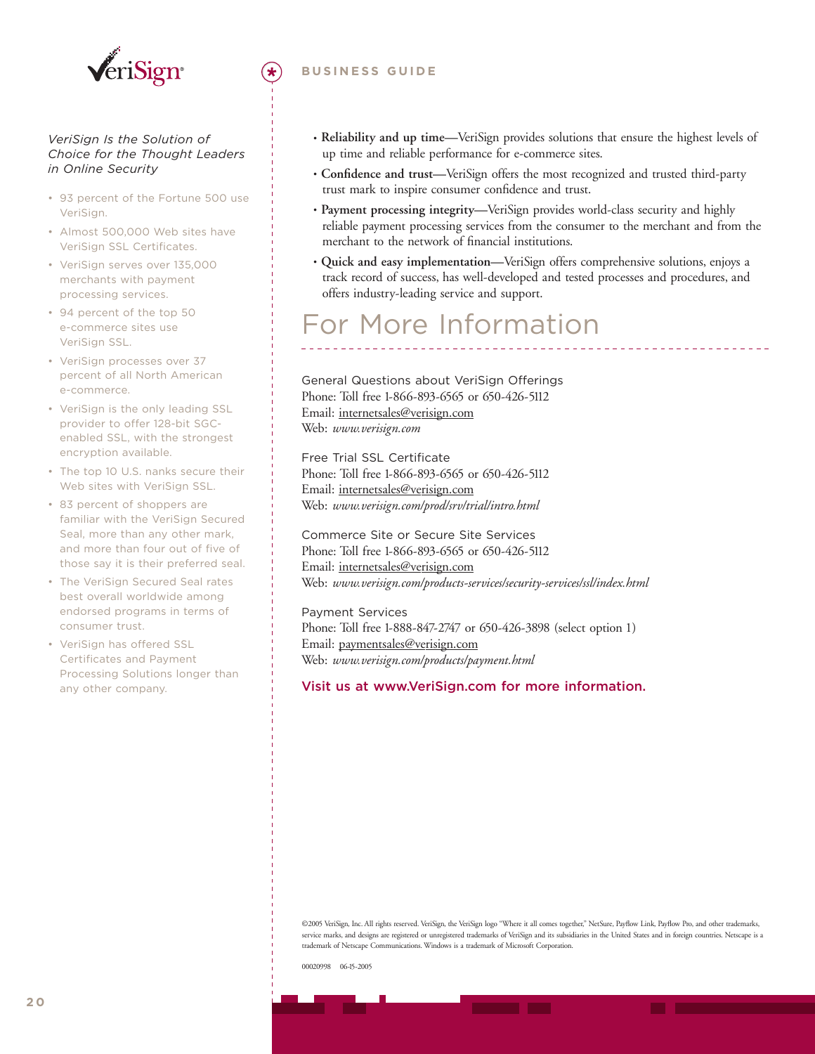*VeriSign Is the Solution of Choice for the Thought Leaders in Online Security*

- 93 percent of the Fortune 500 use VeriSign.
- Almost 500,000 Web sites have VeriSign SSL Certificates.
- VeriSign serves over 135,000 merchants with payment processing services.
- 94 percent of the top 50 e-commerce sites use VeriSign SSL.
- VeriSign processes over 37 percent of all North American e-commerce.
- VeriSign is the only leading SSL provider to offer 128-bit SGC-enabled SSL, with the strongest encryption available.
- The top 10 U.S. nanks secure their Web sites with VeriSign SSL.
- 83 percent of shoppers are familiar with the VeriSign Secured Seal, more than any other mark, and more than four out of five of those say it is their preferred seal.
- The VeriSign Secured Seal rates best overall worldwide among endorsed programs in terms of consumer trust.
- VeriSign has offered SSL Certificates and Payment Processing Solutions longer than any other company.

- **Reliability and up time**—VeriSign provides solutions that ensure the highest levels of up time and reliable performance for e-commerce sites.
- **Confidence and trust**—VeriSign offers the most recognized and trusted third-party trust mark to inspire consumer confidence and trust.
- **Payment processing integrity**—VeriSign provides world-class security and highly reliable payment processing services from the consumer to the merchant and from the merchant to the network of financial institutions.
- **Quick and easy implementation**—VeriSign offers comprehensive solutions, enjoys a track record of success, has well-developed and tested processes and procedures, and offers industry-leading service and support.

# For More Information

General Questions about VeriSign Offerings
Phone: Toll free 1-866-893-6565 or 650-426-5112
Email: internetsales@verisign.com
Web: *www.verisign.com*

Free Trial SSL Certificate
Phone: Toll free 1-866-893-6565 or 650-426-5112
Email: internetsales@verisign.com
Web: *www.verisign.com/prod/srv/trial/intro.html*

Commerce Site or Secure Site Services
Phone: Toll free 1-866-893-6565 or 650-426-5112
Email: internetsales@verisign.com
Web: *www.verisign.com/products-services/security-services/ssl/index.html*

Payment Services
Phone: Toll free 1-888-847-2747 or 650-426-3898 (select option 1)
Email: paymentsales@verisign.com
Web: *www.verisign.com/products/payment.html*

Visit us at www.VeriSign.com for more information.

©2005 VeriSign, Inc. All rights reserved. VeriSign, the VeriSign logo "Where it all comes together," NetSure, Payflow Link, Payflow Pro, and other trademarks, service marks, and designs are registered or unregistered trademarks of VeriSign and its subsidiaries in the United States and in foreign countries. Netscape is a trademark of Netscape Communications. Windows is a trademark of Microsoft Corporation.

00020998 06-15-2005